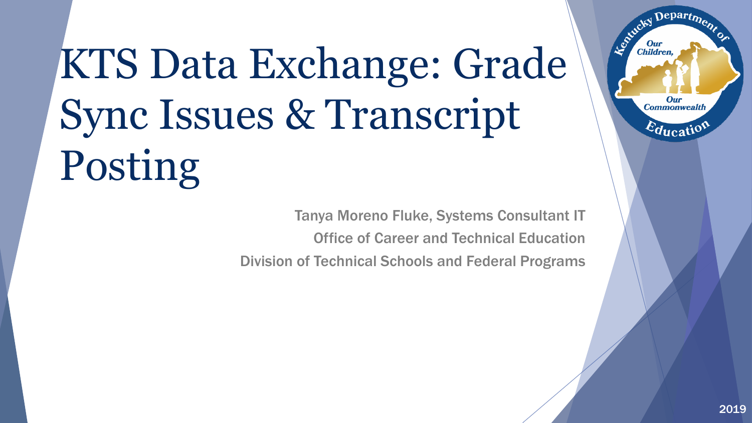# KTS Data Exchange: Grade Sync Issues & Transcript Posting

Tanya Moreno Fluke, Systems Consultant IT

Office of Career and Technical Education

Division of Technical Schools and Federal Programs

2019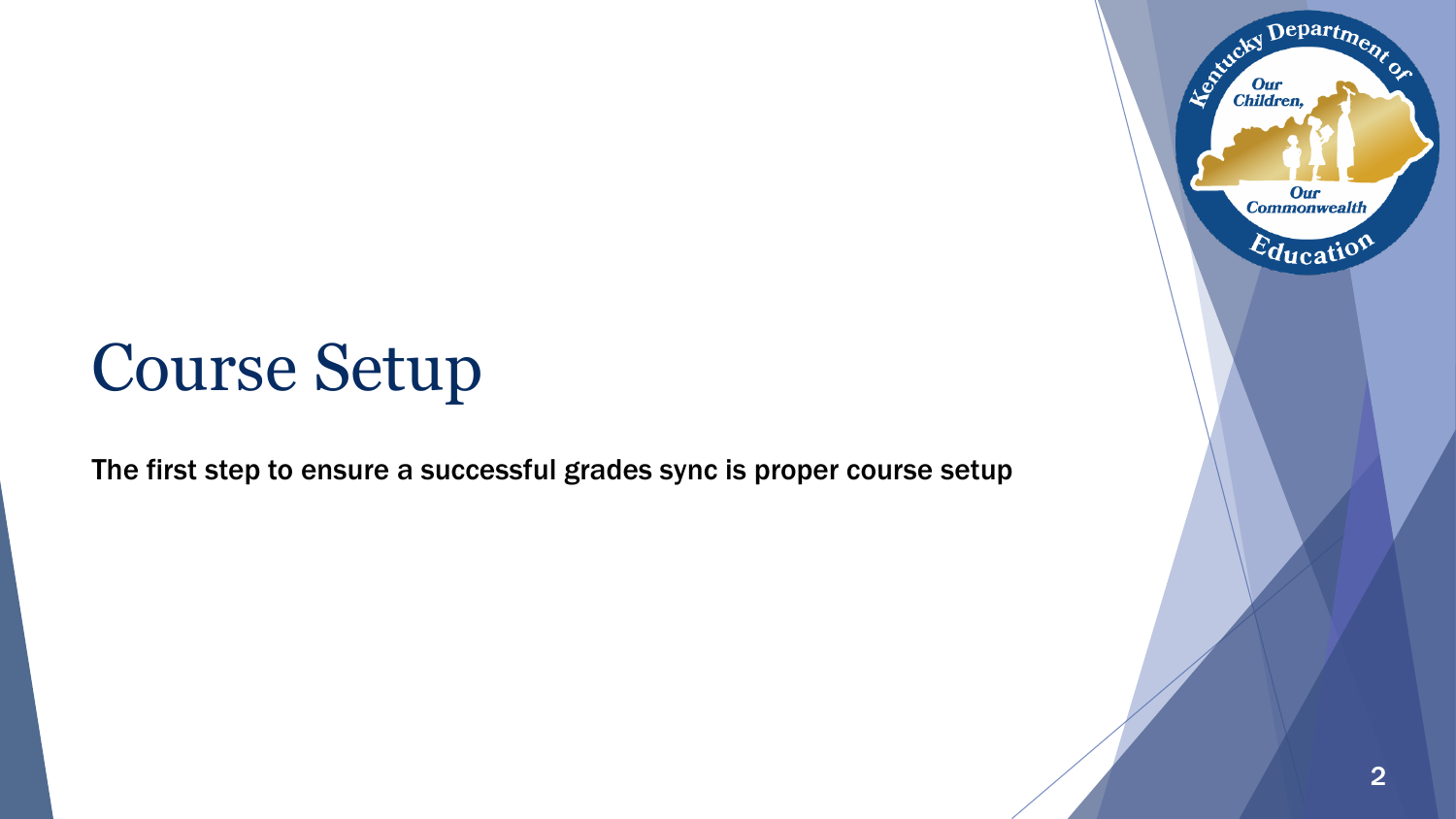# Course Setup

The first step to ensure a successful grades sync is proper course setup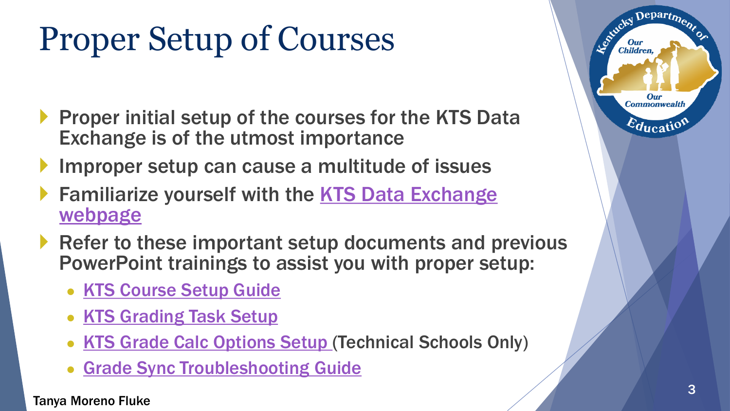# Proper Setup of Courses

- Proper initial setup of the courses for the KTS Data Exchange is of the utmost importance
- Improper setup can cause a multitude of issues
- Familiarize yourself with the KTS Data Exchange webpage
- Refer to these important setup documents and previous PowerPoint trainings to assist you with proper setup:
  - KTS Course Setup Guide
  - KTS Grading Task Setup
  - KTS Grade Calc Options Setup (Technical Schools Only)
  - Grade Sync Troubleshooting Guide

Tanya Moreno Fluke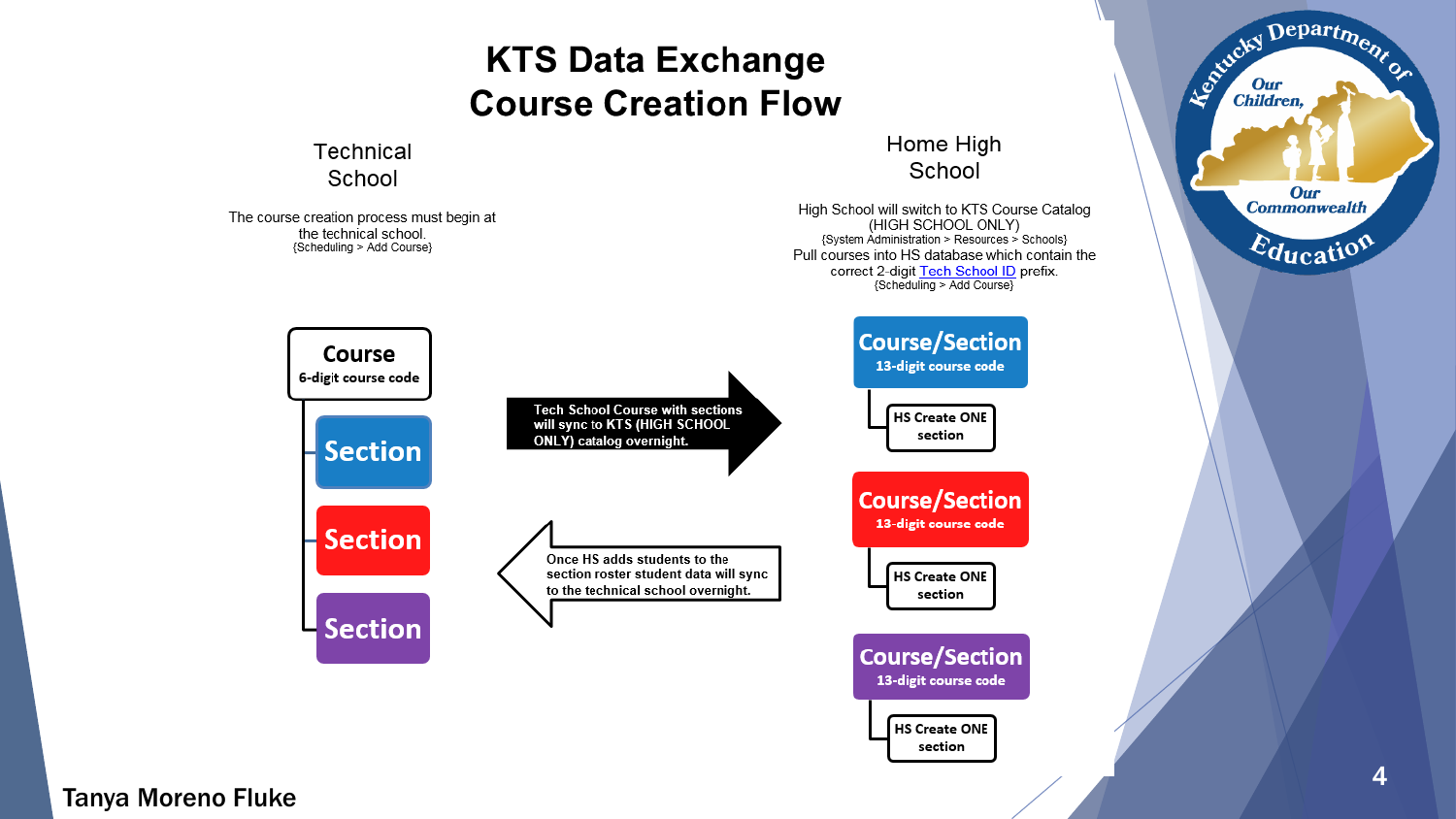# KTS Data Exchange Course Creation Flow

## Technical School

The course creation process must begin at the technical school.
{Scheduling > Add Course}

**Course**
6-digit course code

- Section
- Section
- Section

Tech School Course with sections will sync to KTS (HIGH SCHOOL ONLY) catalog overnight.

Once HS adds students to the section roster student data will sync to the technical school overnight.

## Home High School

High School will switch to KTS Course Catalog (HIGH SCHOOL ONLY)
{System Administration > Resources > Schools}
Pull courses into HS database which contain the correct 2-digit Tech School ID prefix.
{Scheduling > Add Course}

**Course/Section**
13-digit course code

- HS Create ONE section

**Course/Section**
13-digit course code

- HS Create ONE section

**Course/Section**
13-digit course code

- HS Create ONE section

Tanya Moreno Fluke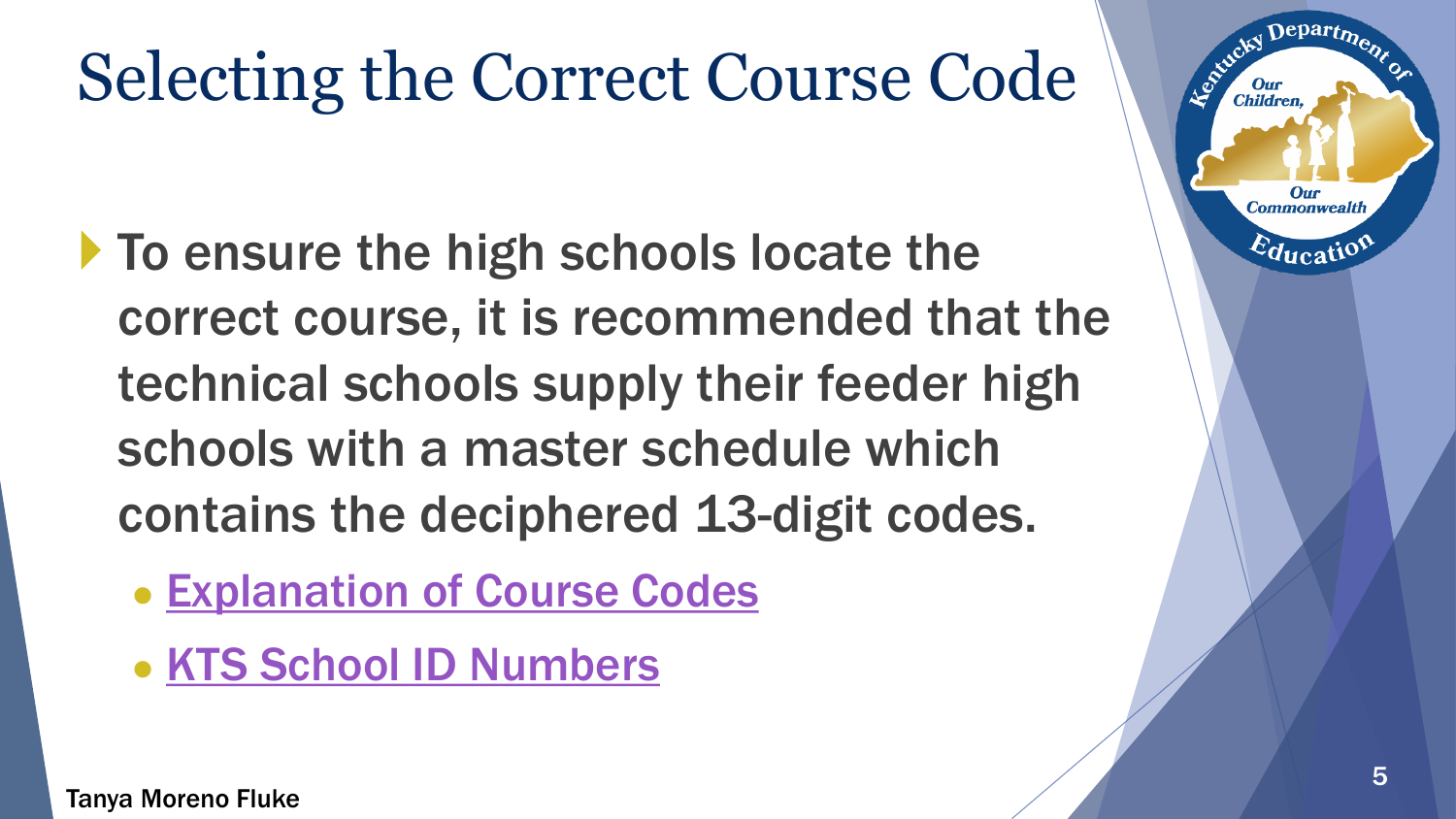# Selecting the Correct Course Code

- To ensure the high schools locate the correct course, it is recommended that the technical schools supply their feeder high schools with a master schedule which contains the deciphered 13-digit codes.
  - Explanation of Course Codes
  - KTS School ID Numbers

Tanya Moreno Fluke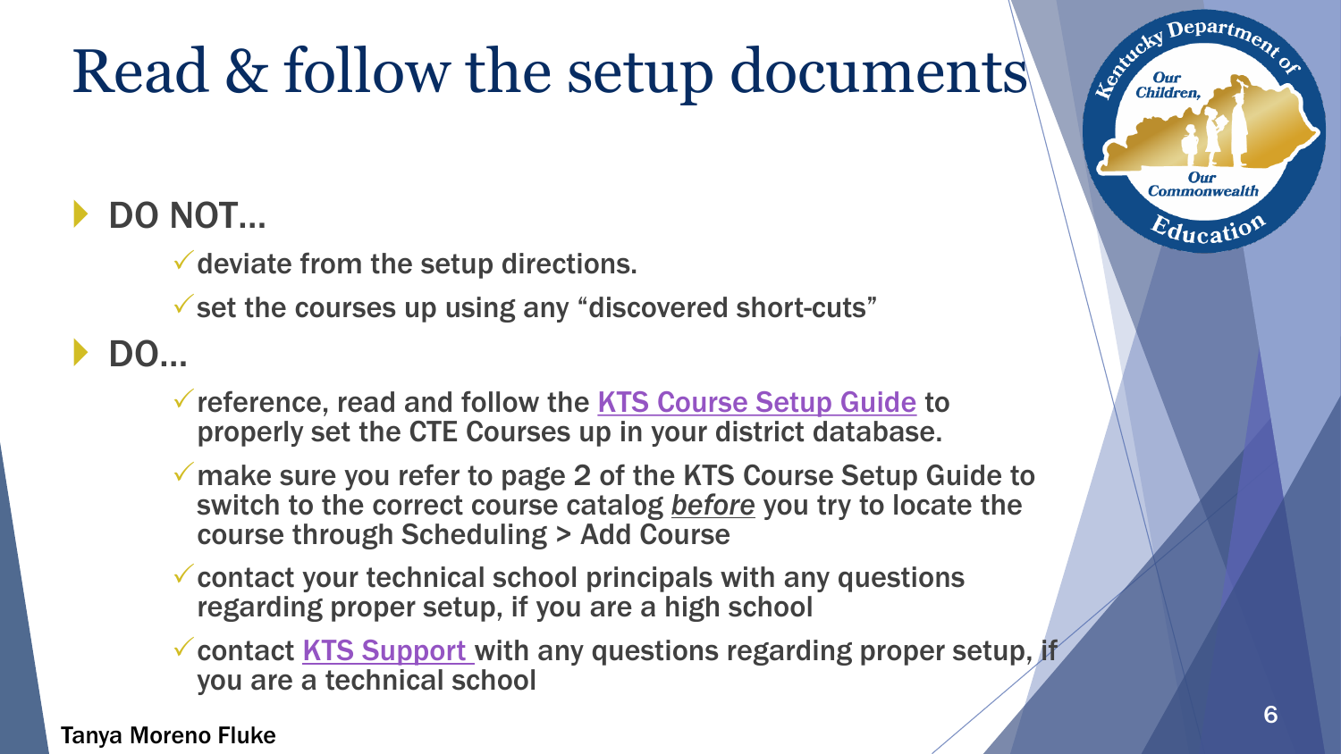# Read & follow the setup documents

- DO NOT…
  - deviate from the setup directions.
  - set the courses up using any "discovered short-cuts"
- DO…
  - reference, read and follow the [KTS Course Setup Guide]() to properly set the CTE Courses up in your district database.
  - make sure you refer to page 2 of the KTS Course Setup Guide to switch to the correct course catalog *before* you try to locate the course through Scheduling > Add Course
  - contact your technical school principals with any questions regarding proper setup, if you are a high school
  - contact [KTS Support]() with any questions regarding proper setup, if you are a technical school

Tanya Moreno Fluke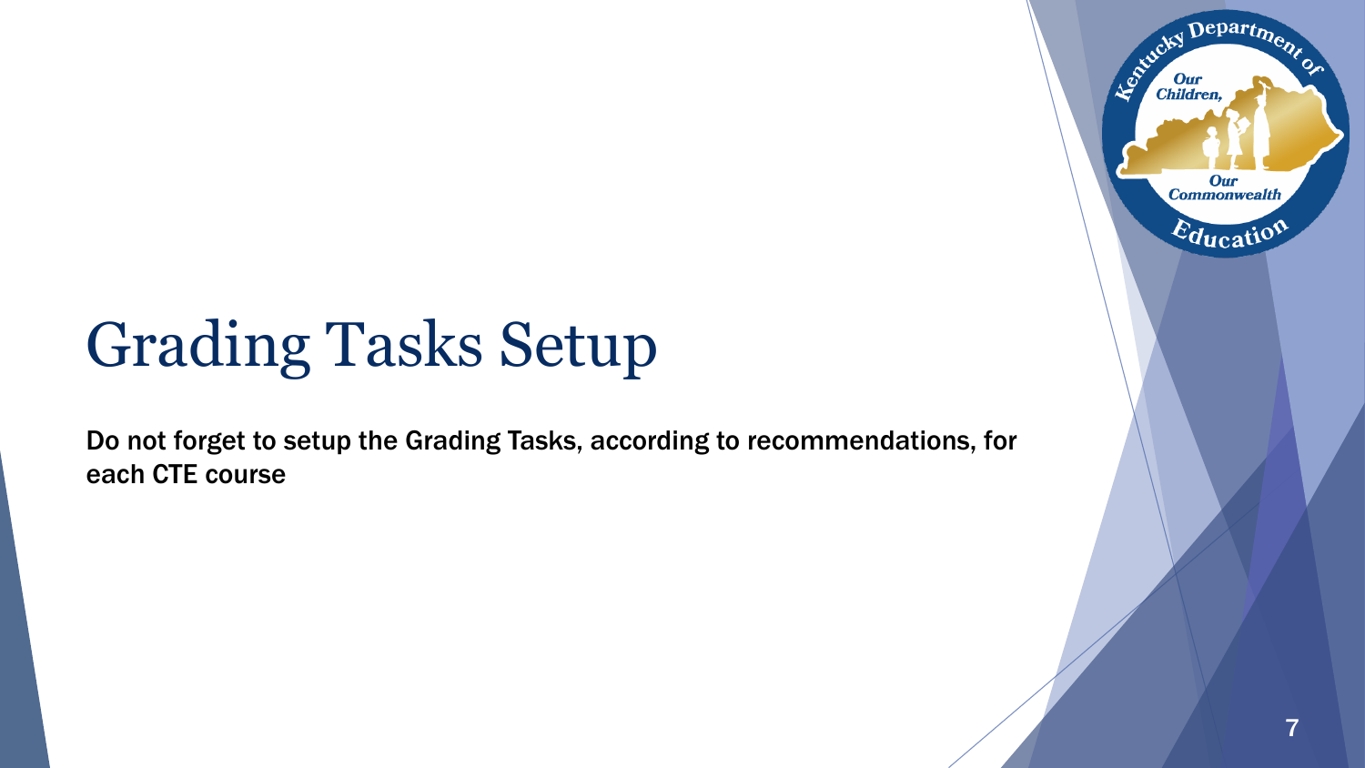# Grading Tasks Setup

Do not forget to setup the Grading Tasks, according to recommendations, for each CTE course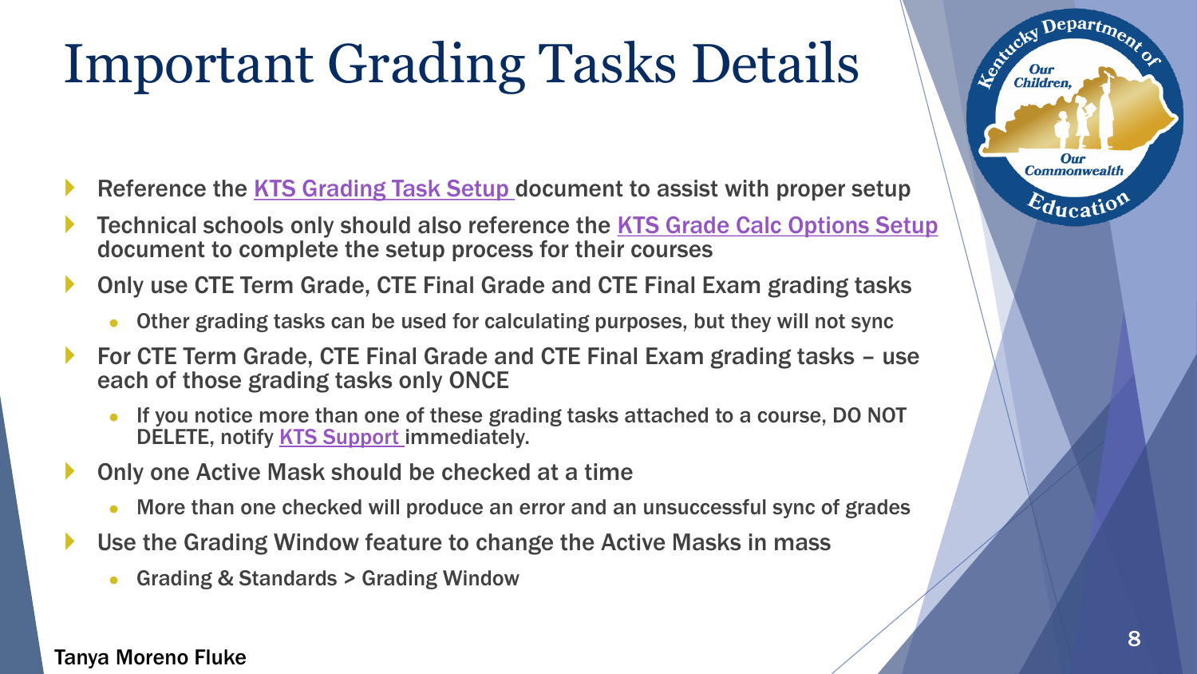# Important Grading Tasks Details

- Reference the KTS Grading Task Setup document to assist with proper setup
- Technical schools only should also reference the KTS Grade Calc Options Setup document to complete the setup process for their courses
- Only use CTE Term Grade, CTE Final Grade and CTE Final Exam grading tasks
  - Other grading tasks can be used for calculating purposes, but they will not sync
- For CTE Term Grade, CTE Final Grade and CTE Final Exam grading tasks – use each of those grading tasks only ONCE
  - If you notice more than one of these grading tasks attached to a course, DO NOT DELETE, notify KTS Support immediately.
- Only one Active Mask should be checked at a time
  - More than one checked will produce an error and an unsuccessful sync of grades
- Use the Grading Window feature to change the Active Masks in mass
  - Grading & Standards > Grading Window

Tanya Moreno Fluke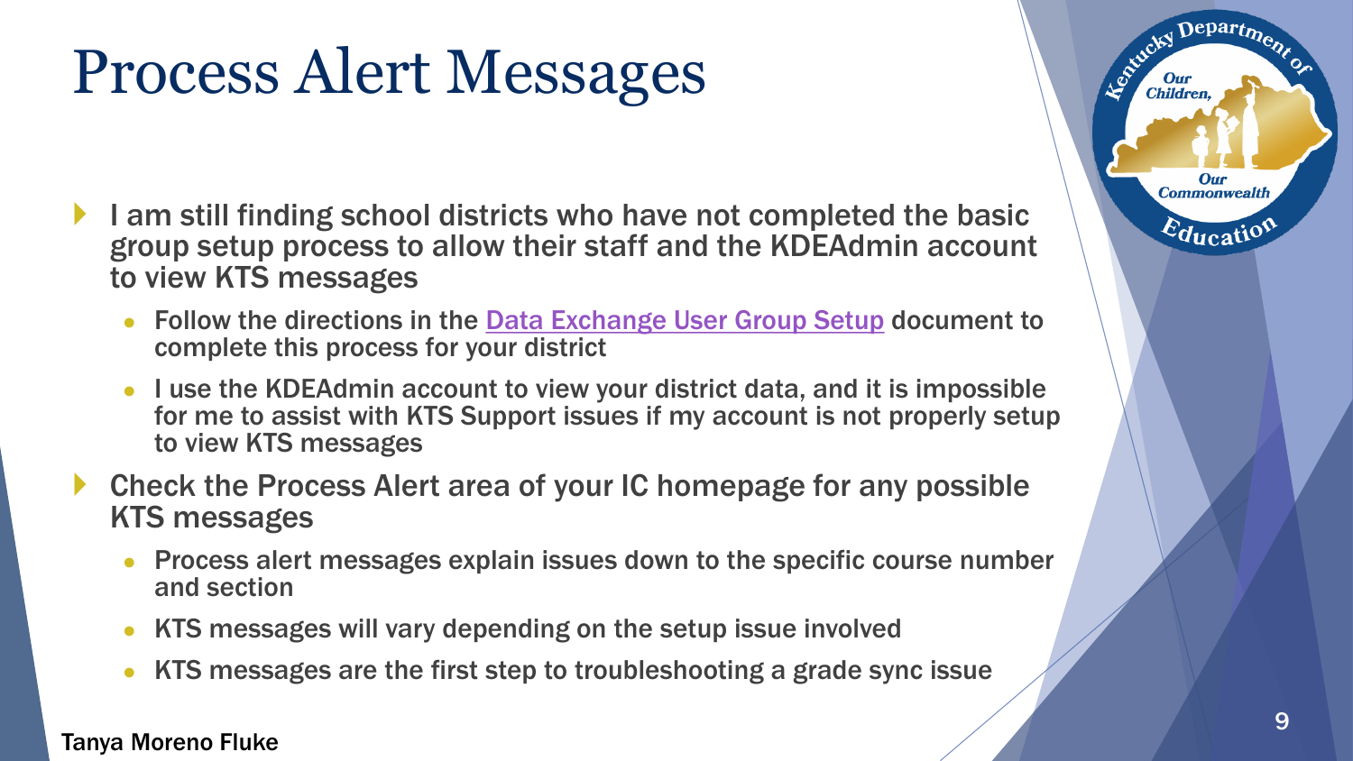# Process Alert Messages

- I am still finding school districts who have not completed the basic group setup process to allow their staff and the KDEAdmin account to view KTS messages
  - Follow the directions in the Data Exchange User Group Setup document to complete this process for your district
  - I use the KDEAdmin account to view your district data, and it is impossible for me to assist with KTS Support issues if my account is not properly setup to view KTS messages
- Check the Process Alert area of your IC homepage for any possible KTS messages
  - Process alert messages explain issues down to the specific course number and section
  - KTS messages will vary depending on the setup issue involved
  - KTS messages are the first step to troubleshooting a grade sync issue

Tanya Moreno Fluke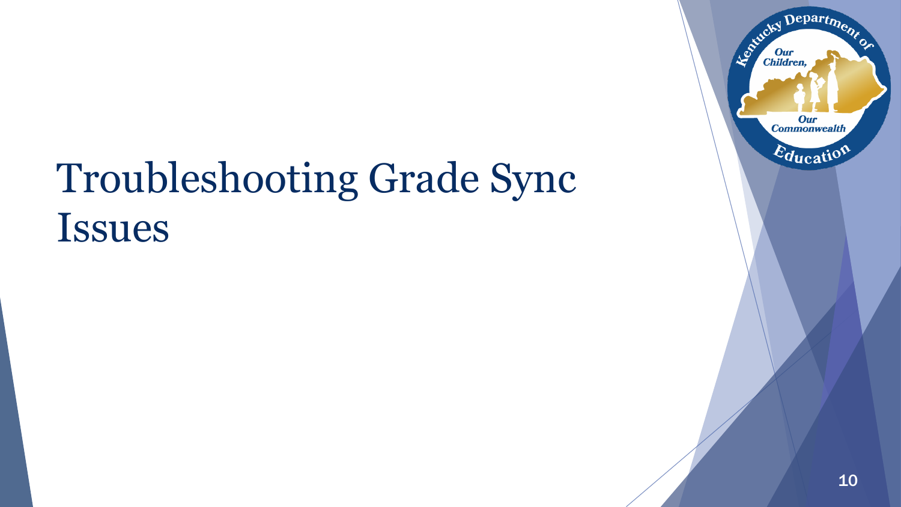# Troubleshooting Grade Sync Issues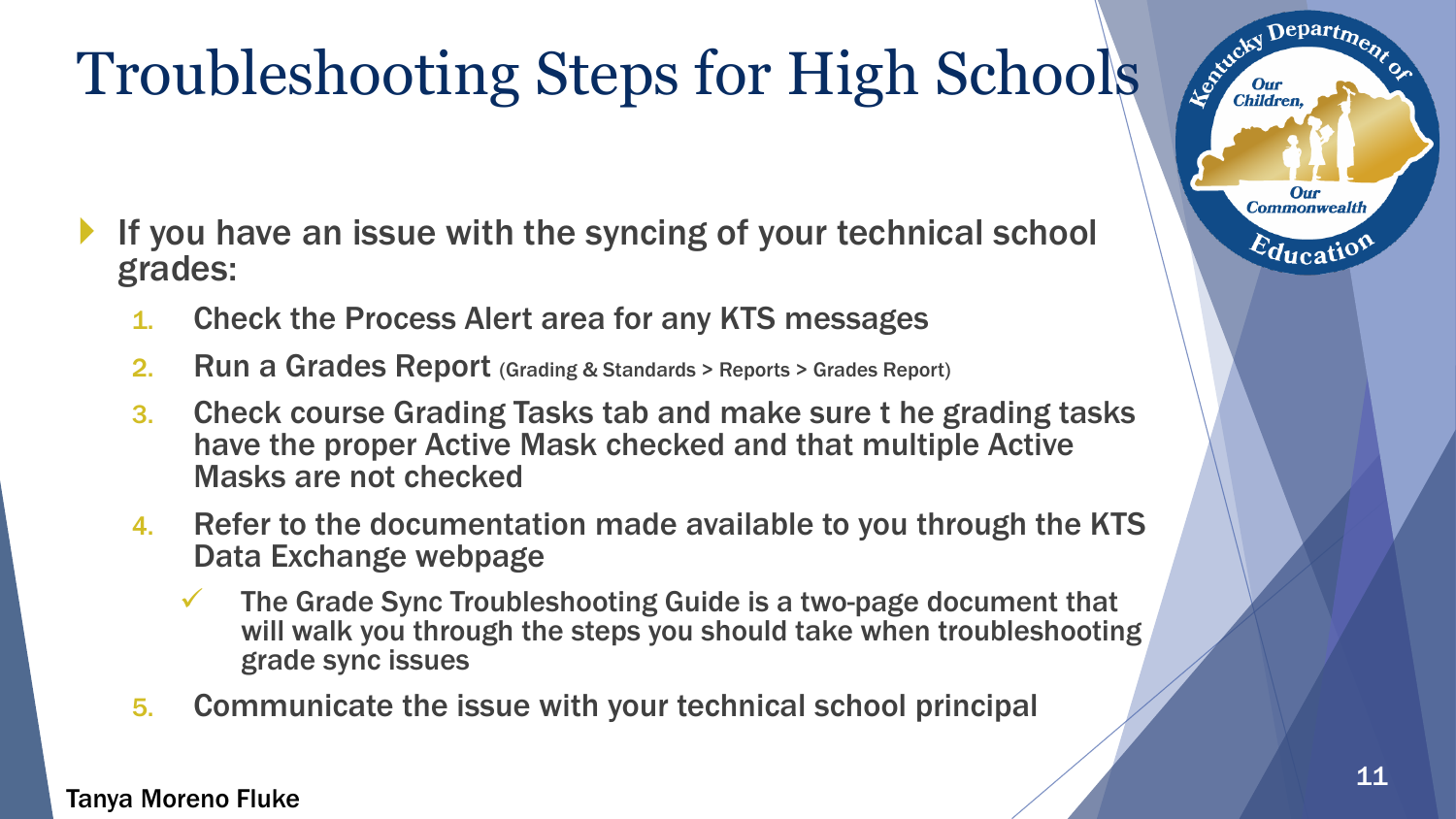# Troubleshooting Steps for High Schools

- If you have an issue with the syncing of your technical school grades:
  1. Check the Process Alert area for any KTS messages
  2. Run a Grades Report (Grading & Standards > Reports > Grades Report)
  3. Check course Grading Tasks tab and make sure t he grading tasks have the proper Active Mask checked and that multiple Active Masks are not checked
  4. Refer to the documentation made available to you through the KTS Data Exchange webpage
     - ✓ The Grade Sync Troubleshooting Guide is a two-page document that will walk you through the steps you should take when troubleshooting grade sync issues
  5. Communicate the issue with your technical school principal

Tanya Moreno Fluke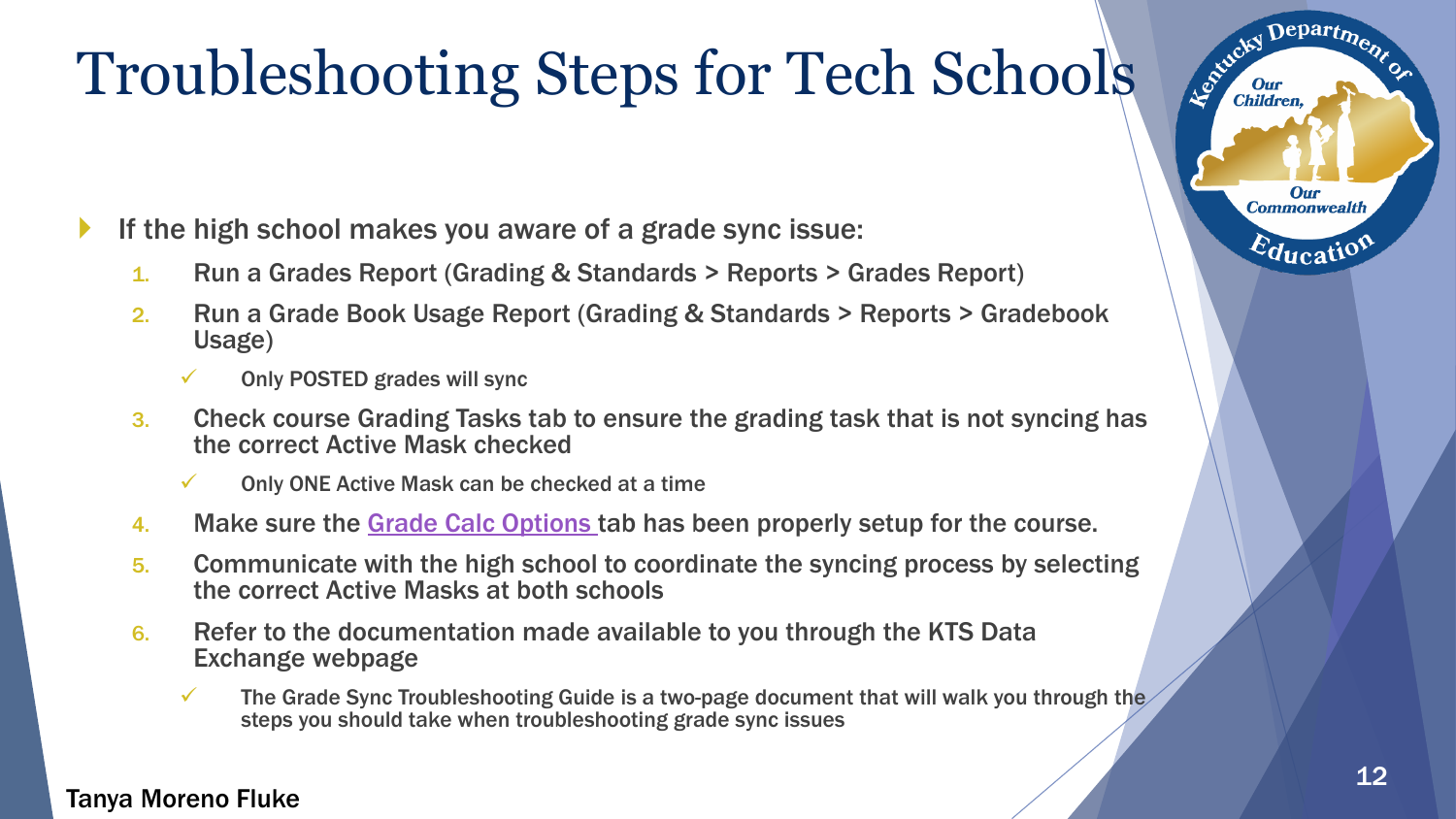# Troubleshooting Steps for Tech Schools

- If the high school makes you aware of a grade sync issue:
  1. Run a Grades Report (Grading & Standards > Reports > Grades Report)
  2. Run a Grade Book Usage Report (Grading & Standards > Reports > Gradebook Usage)
     - ✓ Only POSTED grades will sync
  3. Check course Grading Tasks tab to ensure the grading task that is not syncing has the correct Active Mask checked
     - ✓ Only ONE Active Mask can be checked at a time
  4. Make sure the Grade Calc Options tab has been properly setup for the course.
  5. Communicate with the high school to coordinate the syncing process by selecting the correct Active Masks at both schools
  6. Refer to the documentation made available to you through the KTS Data Exchange webpage
     - ✓ The Grade Sync Troubleshooting Guide is a two-page document that will walk you through the steps you should take when troubleshooting grade sync issues

Tanya Moreno Fluke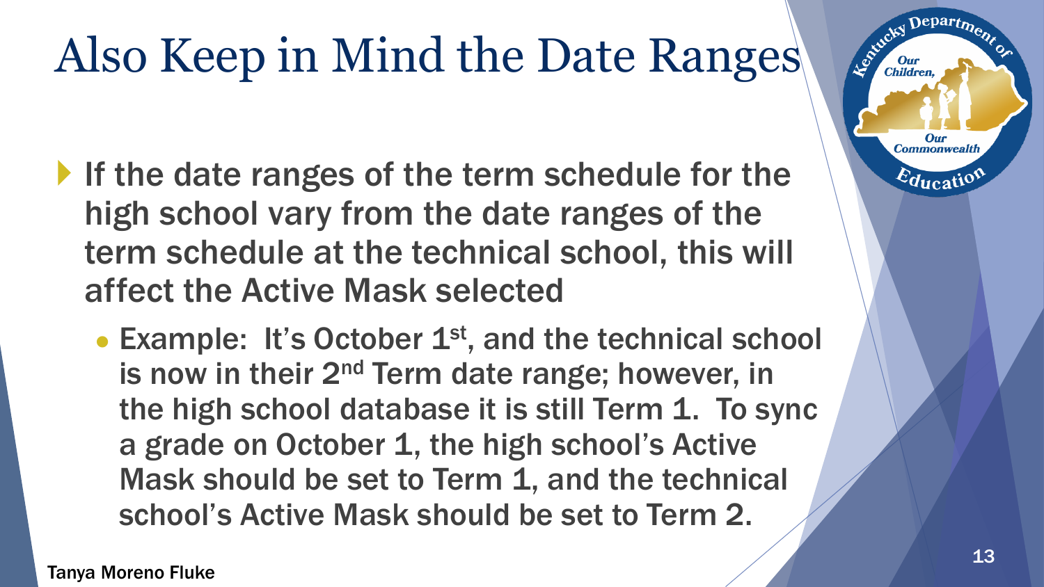# Also Keep in Mind the Date Ranges

- If the date ranges of the term schedule for the high school vary from the date ranges of the term schedule at the technical school, this will affect the Active Mask selected
  - Example: It's October 1st, and the technical school is now in their 2nd Term date range; however, in the high school database it is still Term 1. To sync a grade on October 1, the high school's Active Mask should be set to Term 1, and the technical school's Active Mask should be set to Term 2.

Tanya Moreno Fluke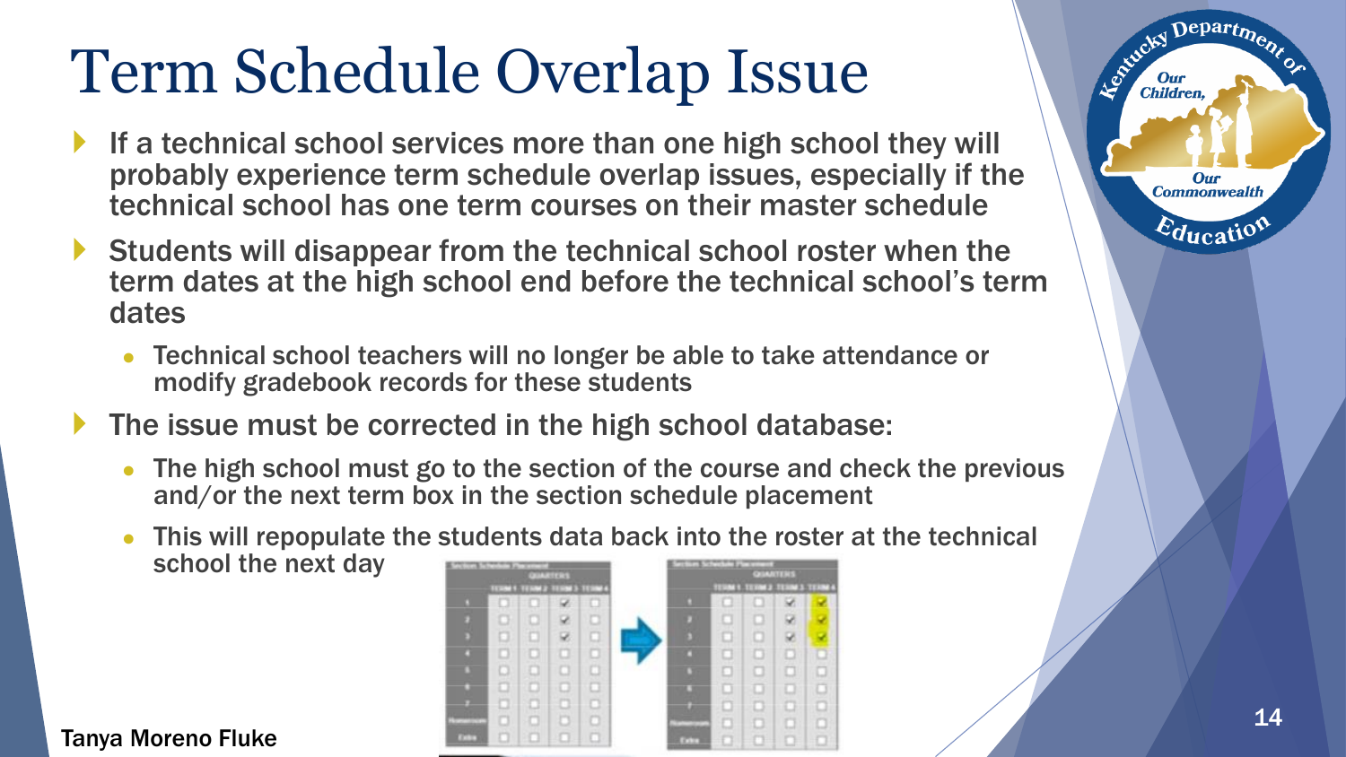# Term Schedule Overlap Issue

- If a technical school services more than one high school they will probably experience term schedule overlap issues, especially if the technical school has one term courses on their master schedule
- Students will disappear from the technical school roster when the term dates at the high school end before the technical school's term dates
  - Technical school teachers will no longer be able to take attendance or modify gradebook records for these students
- The issue must be corrected in the high school database:
  - The high school must go to the section of the course and check the previous and/or the next term box in the section schedule placement
  - This will repopulate the students data back into the roster at the technical school the next day

Tanya Moreno Fluke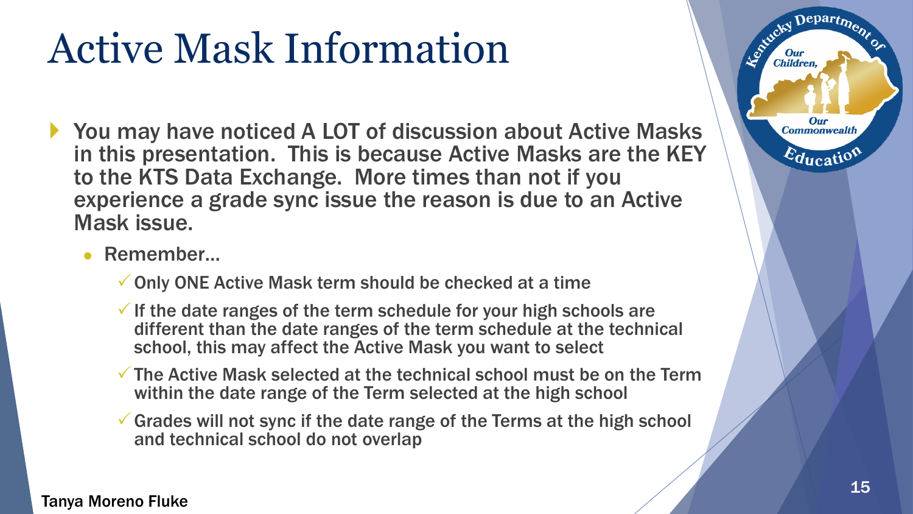# Active Mask Information

- You may have noticed A LOT of discussion about Active Masks in this presentation. This is because Active Masks are the KEY to the KTS Data Exchange. More times than not if you experience a grade sync issue the reason is due to an Active Mask issue.
  - Remember…
    - ✓ Only ONE Active Mask term should be checked at a time
    - ✓ If the date ranges of the term schedule for your high schools are different than the date ranges of the term schedule at the technical school, this may affect the Active Mask you want to select
    - ✓ The Active Mask selected at the technical school must be on the Term within the date range of the Term selected at the high school
    - ✓ Grades will not sync if the date range of the Terms at the high school and technical school do not overlap

Tanya Moreno Fluke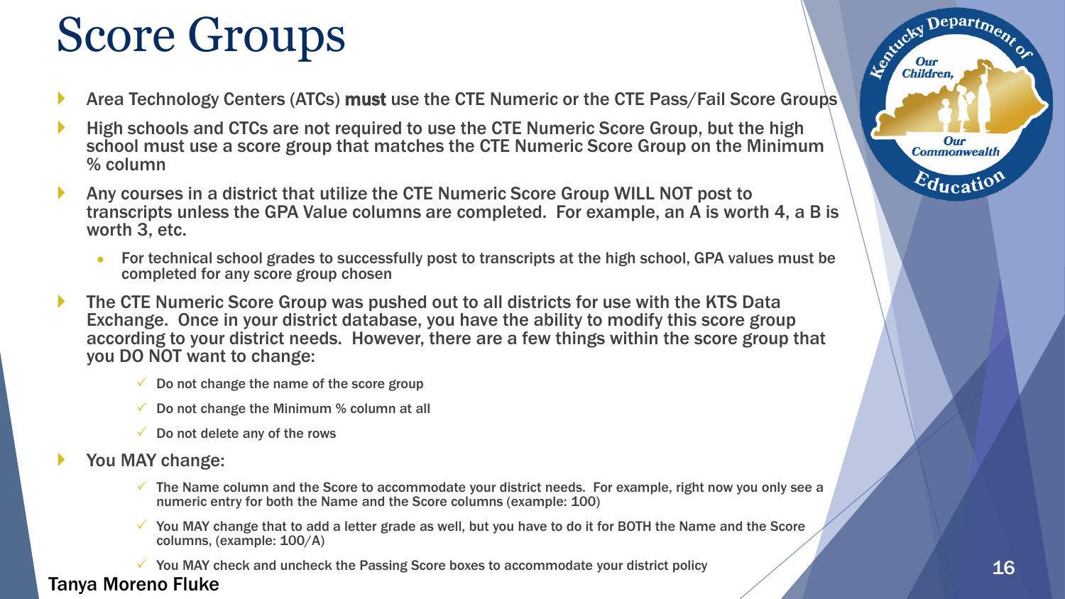# Score Groups

- Area Technology Centers (ATCs) **must** use the CTE Numeric or the CTE Pass/Fail Score Groups
- High schools and CTCs are not required to use the CTE Numeric Score Group, but the high school must use a score group that matches the CTE Numeric Score Group on the Minimum % column
- Any courses in a district that utilize the CTE Numeric Score Group WILL NOT post to transcripts unless the GPA Value columns are completed. For example, an A is worth 4, a B is worth 3, etc.
  - For technical school grades to successfully post to transcripts at the high school, GPA values must be completed for any score group chosen
- The CTE Numeric Score Group was pushed out to all districts for use with the KTS Data Exchange. Once in your district database, you have the ability to modify this score group according to your district needs. However, there are a few things within the score group that you DO NOT want to change:
  - ✓ Do not change the name of the score group
  - ✓ Do not change the Minimum % column at all
  - ✓ Do not delete any of the rows
- You MAY change:
  - ✓ The Name column and the Score to accommodate your district needs. For example, right now you only see a numeric entry for both the Name and the Score columns (example: 100)
  - ✓ You MAY change that to add a letter grade as well, but you have to do it for BOTH the Name and the Score columns, (example: 100/A)
  - ✓ You MAY check and uncheck the Passing Score boxes to accommodate your district policy

Tanya Moreno Fluke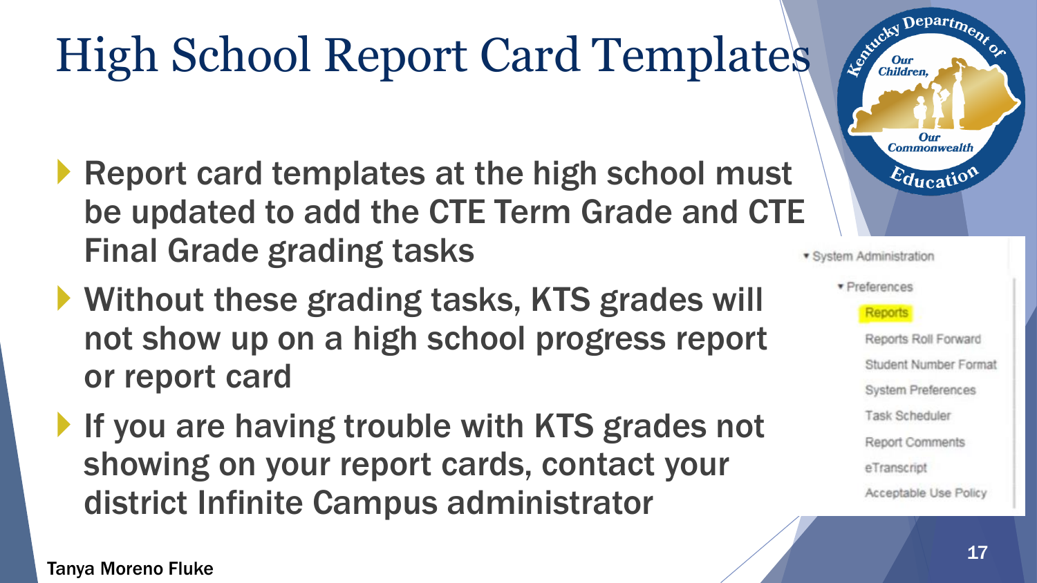# High School Report Card Templates

- Report card templates at the high school must be updated to add the CTE Term Grade and CTE Final Grade grading tasks
- Without these grading tasks, KTS grades will not show up on a high school progress report or report card
- If you are having trouble with KTS grades not showing on your report cards, contact your district Infinite Campus administrator

- System Administration
  - Preferences
    - Reports
    - Reports Roll Forward
    - Student Number Format
    - System Preferences
    - Task Scheduler
    - Report Comments
    - eTranscript
    - Acceptable Use Policy

Tanya Moreno Fluke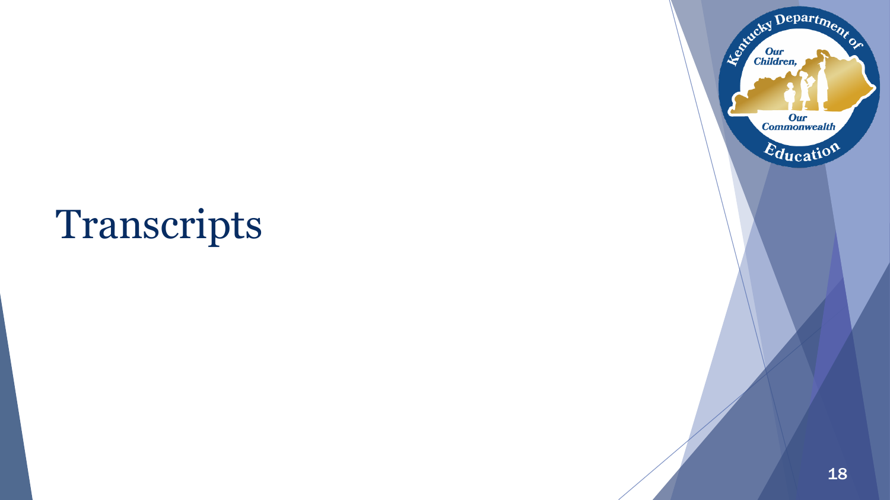# Transcripts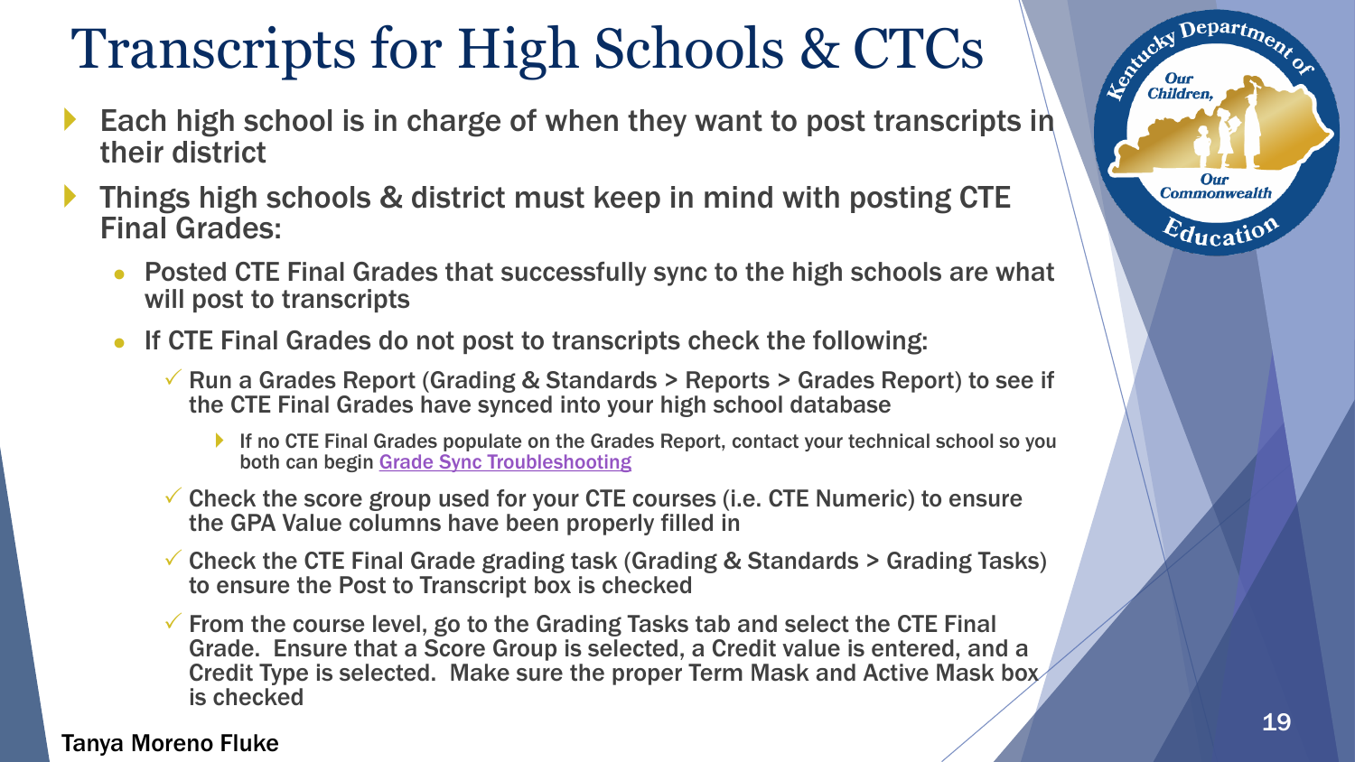# Transcripts for High Schools & CTCs

- Each high school is in charge of when they want to post transcripts in their district
- Things high schools & district must keep in mind with posting CTE Final Grades:
  - Posted CTE Final Grades that successfully sync to the high schools are what will post to transcripts
  - If CTE Final Grades do not post to transcripts check the following:
    - ✓ Run a Grades Report (Grading & Standards > Reports > Grades Report) to see if the CTE Final Grades have synced into your high school database
      - If no CTE Final Grades populate on the Grades Report, contact your technical school so you both can begin [Grade Sync Troubleshooting]
    - ✓ Check the score group used for your CTE courses (i.e. CTE Numeric) to ensure the GPA Value columns have been properly filled in
    - ✓ Check the CTE Final Grade grading task (Grading & Standards > Grading Tasks) to ensure the Post to Transcript box is checked
    - ✓ From the course level, go to the Grading Tasks tab and select the CTE Final Grade. Ensure that a Score Group is selected, a Credit value is entered, and a Credit Type is selected. Make sure the proper Term Mask and Active Mask box is checked

Tanya Moreno Fluke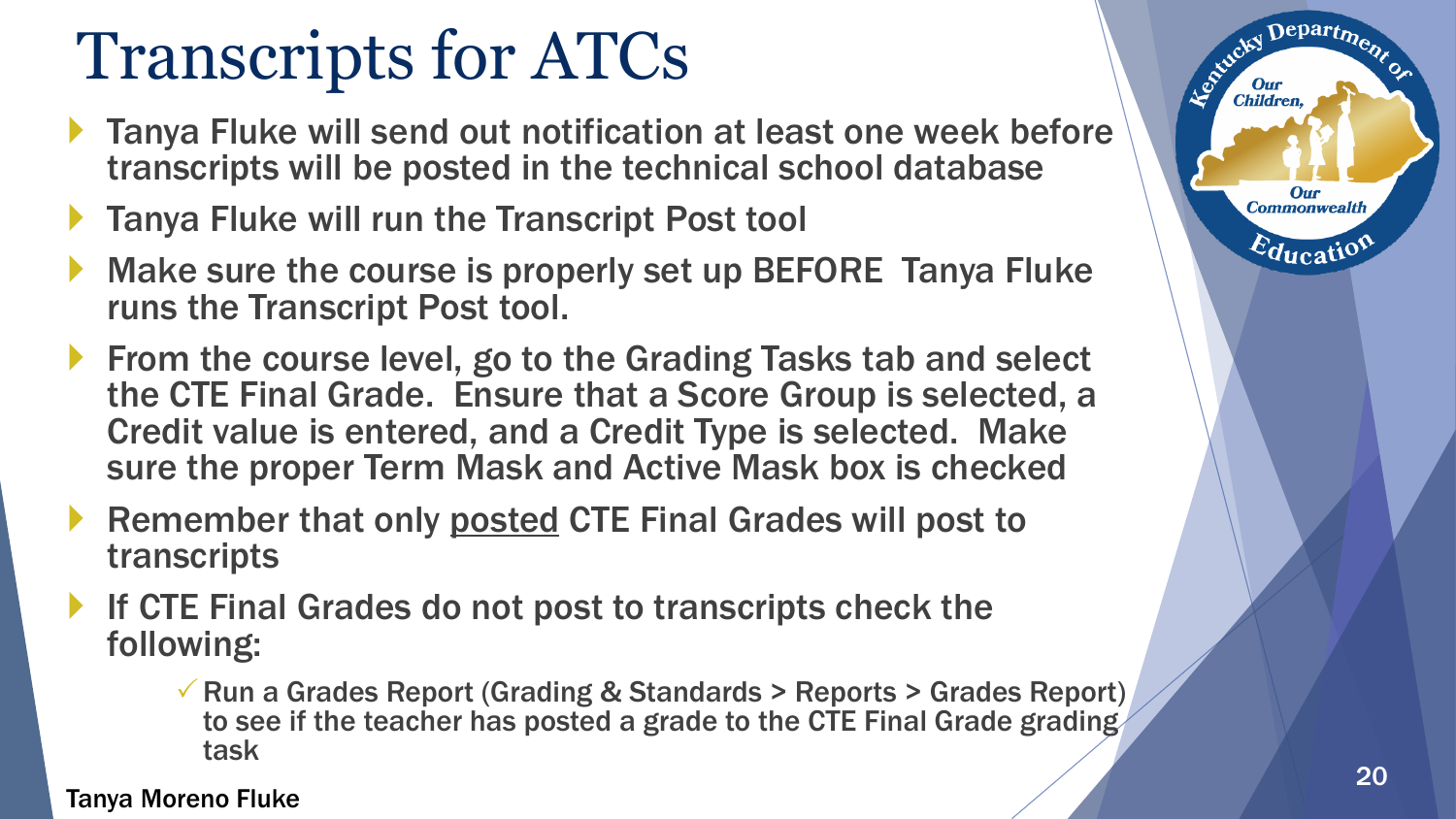# Transcripts for ATCs

- Tanya Fluke will send out notification at least one week before transcripts will be posted in the technical school database
- Tanya Fluke will run the Transcript Post tool
- Make sure the course is properly set up BEFORE Tanya Fluke runs the Transcript Post tool.
- From the course level, go to the Grading Tasks tab and select the CTE Final Grade. Ensure that a Score Group is selected, a Credit value is entered, and a Credit Type is selected. Make sure the proper Term Mask and Active Mask box is checked
- Remember that only <u>posted</u> CTE Final Grades will post to transcripts
- If CTE Final Grades do not post to transcripts check the following:
  - ✓ Run a Grades Report (Grading & Standards > Reports > Grades Report) to see if the teacher has posted a grade to the CTE Final Grade grading task

Tanya Moreno Fluke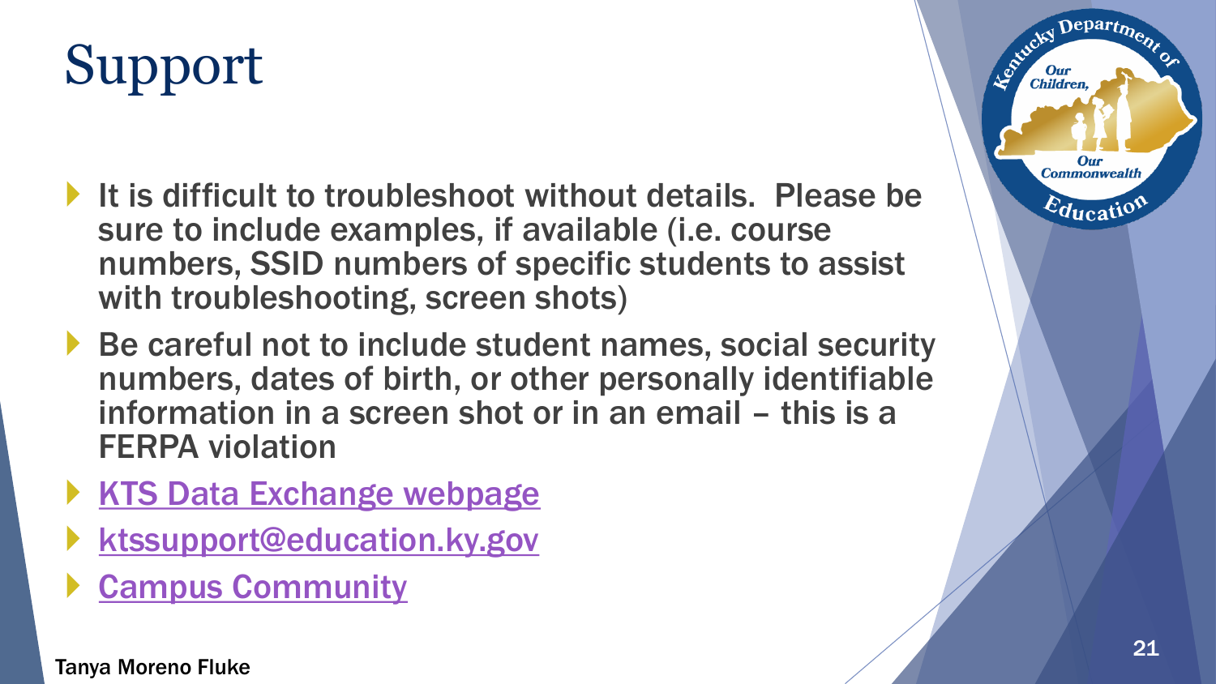# Support

- It is difficult to troubleshoot without details. Please be sure to include examples, if available (i.e. course numbers, SSID numbers of specific students to assist with troubleshooting, screen shots)
- Be careful not to include student names, social security numbers, dates of birth, or other personally identifiable information in a screen shot or in an email – this is a FERPA violation
- KTS Data Exchange webpage
- ktssupport@education.ky.gov
- Campus Community

Tanya Moreno Fluke